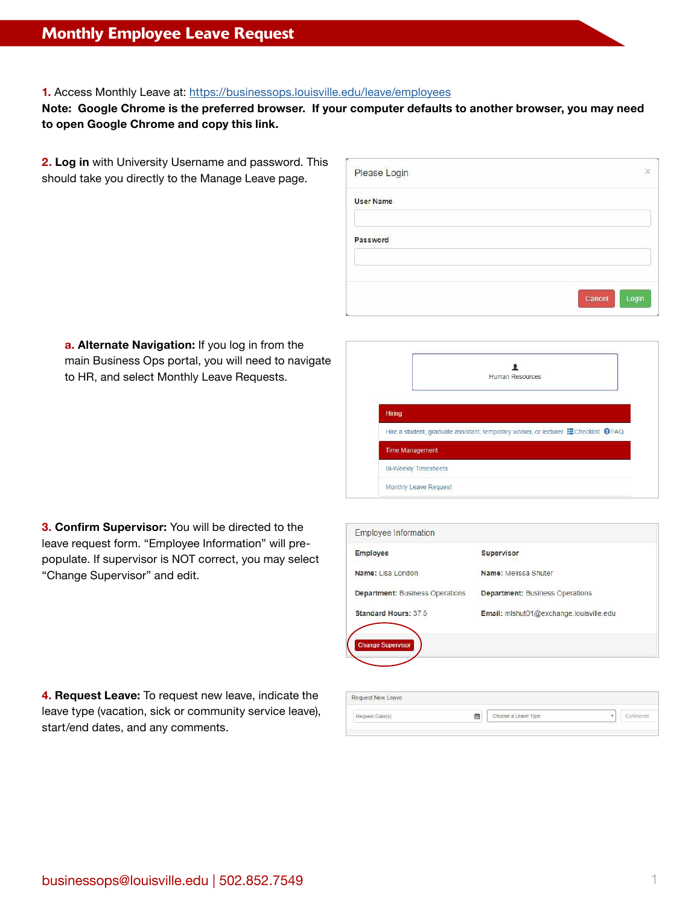# Monthly Employee Leave Request

**1.** Access Monthly Leave at: https://businessops.louisville.edu/leave/employees

**Note: Google Chrome is the preferred browser. If your computer defaults to another browser, you may need to open Google Chrome and copy this link.**

**2. Log in** with University Username and password. This should take you directly to the Manage Leave page.

Please Login

User Name

Password

Cancel Login

**a. Alternate Navigation:** If you log in from the main Business Ops portal, you will need to navigate to HR, and select Monthly Leave Requests.

Human Resources

Hiring

Hire a student, graduate assistant, temporary worker, or lecturer Checklist FAQ

Time Management

Bi-Weekly Timesheets

Monthly Leave Request

**3. Confirm Supervisor:** You will be directed to the leave request form. "Employee Information" will pre-populate. If supervisor is NOT correct, you may select "Change Supervisor" and edit.

Employee Information

| Employee | Supervisor |
|---|---|
| **Name:** Lisa London | **Name:** Melissa Shuter |
| **Department:** Business Operations | **Department:** Business Operations |
| **Standard Hours:** 37.5 | **Email:** mlshut01@exchange.louisville.edu |

Change Supervisor

**4. Request Leave:** To request new leave, indicate the leave type (vacation, sick or community service leave), start/end dates, and any comments.

Request New Leave

Request Date(s) | Choose a Leave Type | Comments

businessops@louisville.edu | 502.852.7549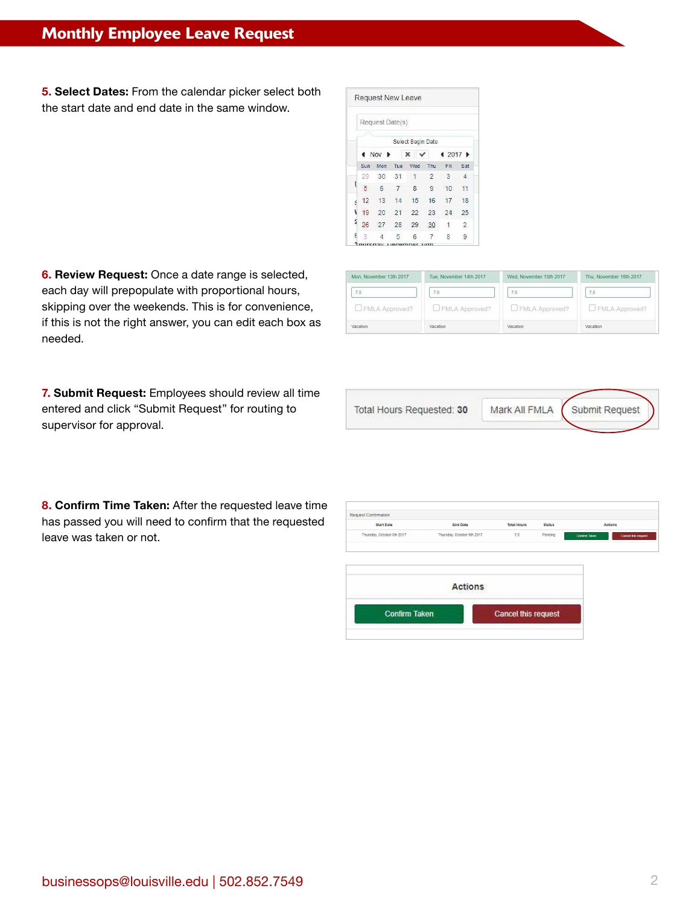# Monthly Employee Leave Request

**5. Select Dates:** From the calendar picker select both the start date and end date in the same window.

**6. Review Request:** Once a date range is selected, each day will prepopulate with proportional hours, skipping over the weekends. This is for convenience, if this is not the right answer, you can edit each box as needed.

**7. Submit Request:** Employees should review all time entered and click "Submit Request" for routing to supervisor for approval.

**8. Confirm Time Taken:** After the requested leave time has passed you will need to confirm that the requested leave was taken or not.

businessops@louisville.edu | 502.852.7549